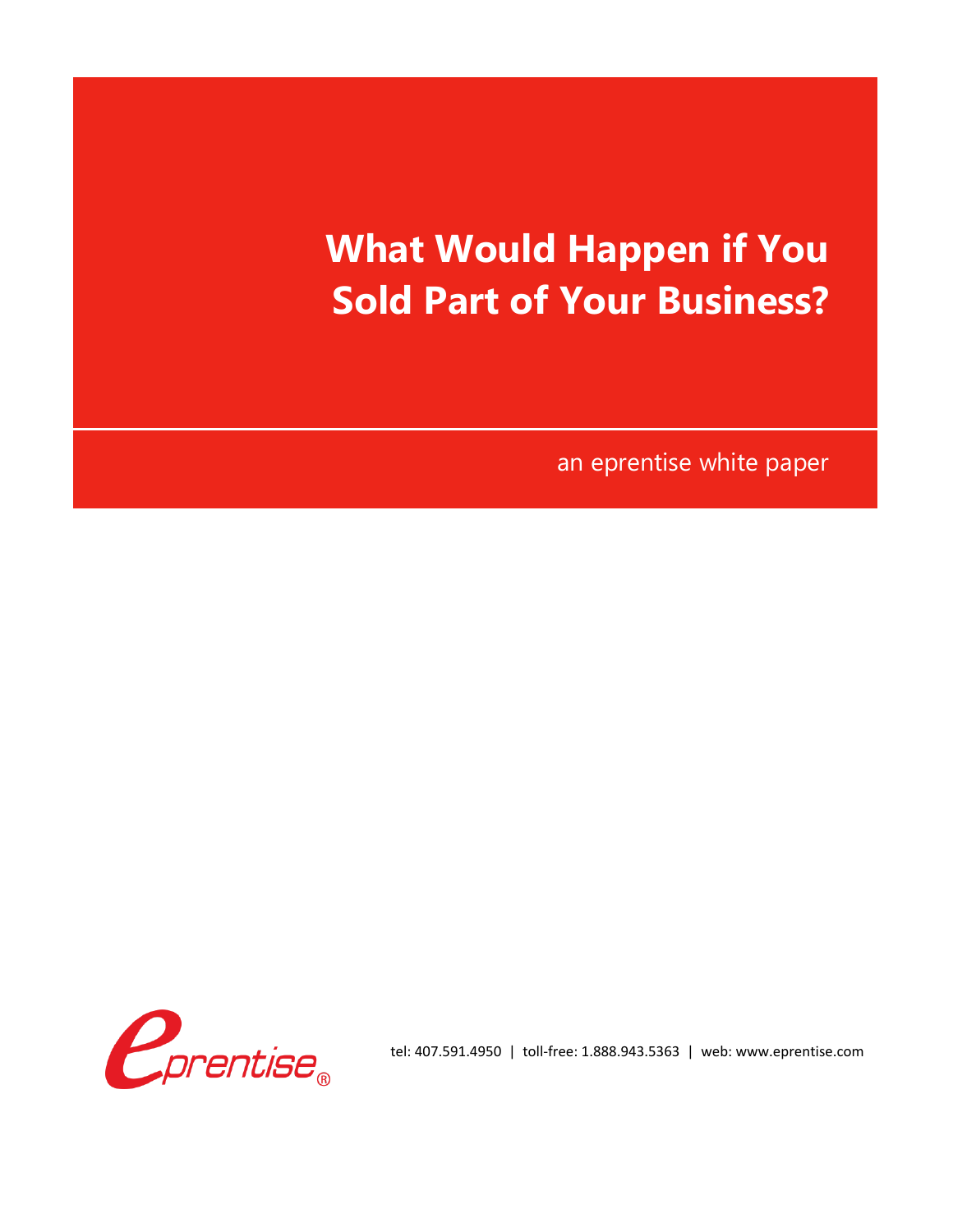# What Would Happen if You Sold Part of Your Business?

an eprentise white paper

tel: 407.591.4950 | toll-free: 1.888.943.5363 | web: www.eprentise.com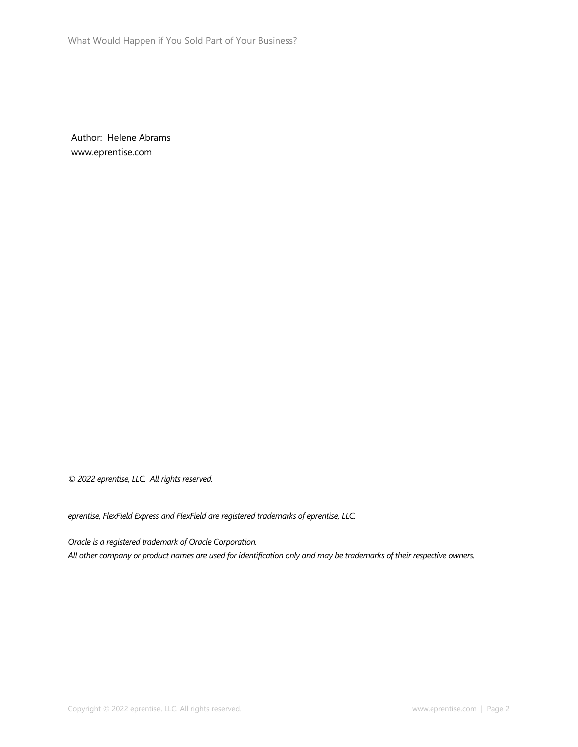Author: Helene Abrams
www.eprentise.com

*© 2022 eprentise, LLC. All rights reserved.*

*eprentise, FlexField Express and FlexField are registered trademarks of eprentise, LLC.*

*Oracle is a registered trademark of Oracle Corporation.*
*All other company or product names are used for identification only and may be trademarks of their respective owners.*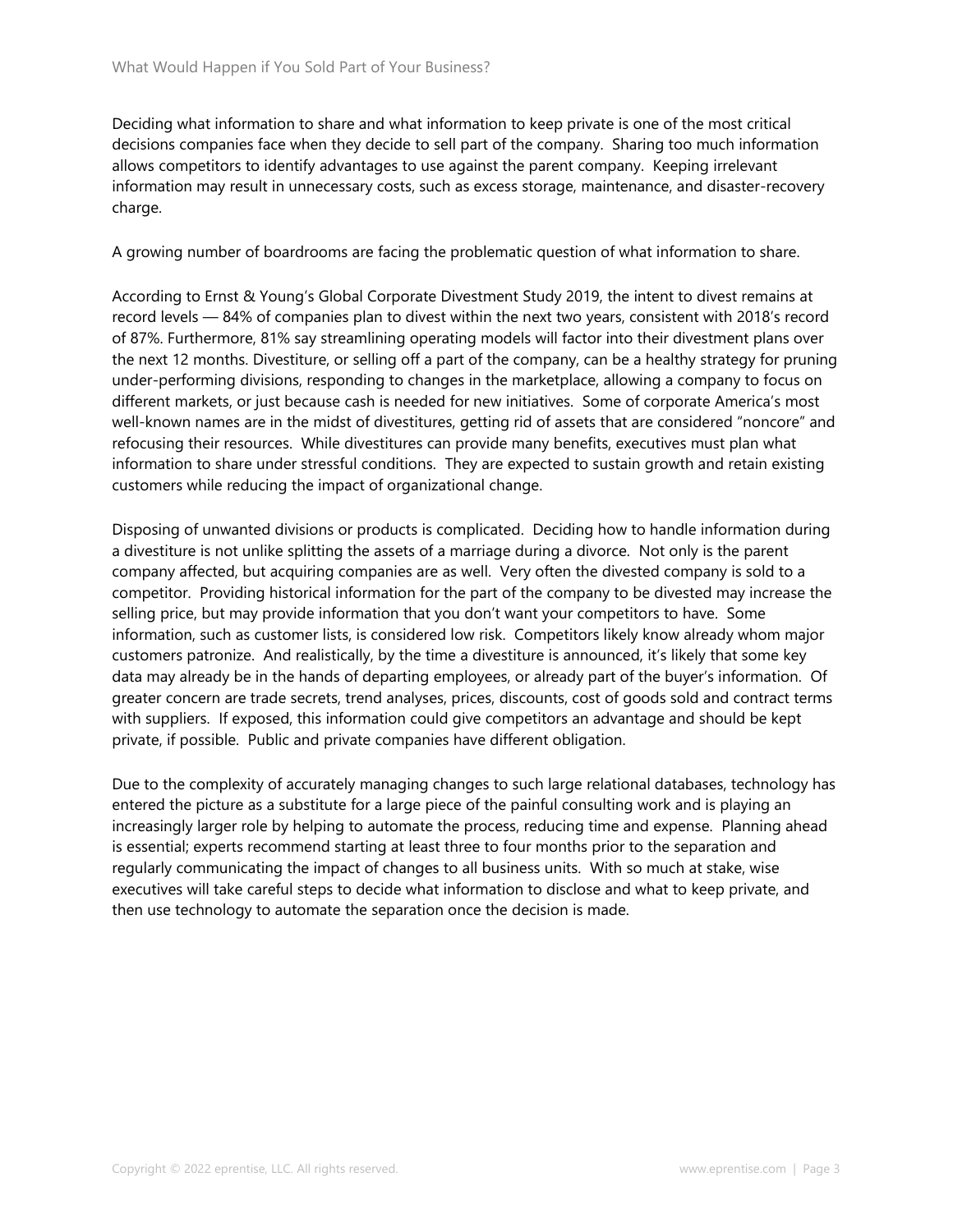Deciding what information to share and what information to keep private is one of the most critical decisions companies face when they decide to sell part of the company. Sharing too much information allows competitors to identify advantages to use against the parent company. Keeping irrelevant information may result in unnecessary costs, such as excess storage, maintenance, and disaster-recovery charge.

A growing number of boardrooms are facing the problematic question of what information to share.

According to Ernst & Young's Global Corporate Divestment Study 2019, the intent to divest remains at record levels — 84% of companies plan to divest within the next two years, consistent with 2018's record of 87%. Furthermore, 81% say streamlining operating models will factor into their divestment plans over the next 12 months. Divestiture, or selling off a part of the company, can be a healthy strategy for pruning under-performing divisions, responding to changes in the marketplace, allowing a company to focus on different markets, or just because cash is needed for new initiatives. Some of corporate America's most well-known names are in the midst of divestitures, getting rid of assets that are considered "noncore" and refocusing their resources. While divestitures can provide many benefits, executives must plan what information to share under stressful conditions. They are expected to sustain growth and retain existing customers while reducing the impact of organizational change.

Disposing of unwanted divisions or products is complicated. Deciding how to handle information during a divestiture is not unlike splitting the assets of a marriage during a divorce. Not only is the parent company affected, but acquiring companies are as well. Very often the divested company is sold to a competitor. Providing historical information for the part of the company to be divested may increase the selling price, but may provide information that you don't want your competitors to have. Some information, such as customer lists, is considered low risk. Competitors likely know already whom major customers patronize. And realistically, by the time a divestiture is announced, it's likely that some key data may already be in the hands of departing employees, or already part of the buyer's information. Of greater concern are trade secrets, trend analyses, prices, discounts, cost of goods sold and contract terms with suppliers. If exposed, this information could give competitors an advantage and should be kept private, if possible. Public and private companies have different obligation.

Due to the complexity of accurately managing changes to such large relational databases, technology has entered the picture as a substitute for a large piece of the painful consulting work and is playing an increasingly larger role by helping to automate the process, reducing time and expense. Planning ahead is essential; experts recommend starting at least three to four months prior to the separation and regularly communicating the impact of changes to all business units. With so much at stake, wise executives will take careful steps to decide what information to disclose and what to keep private, and then use technology to automate the separation once the decision is made.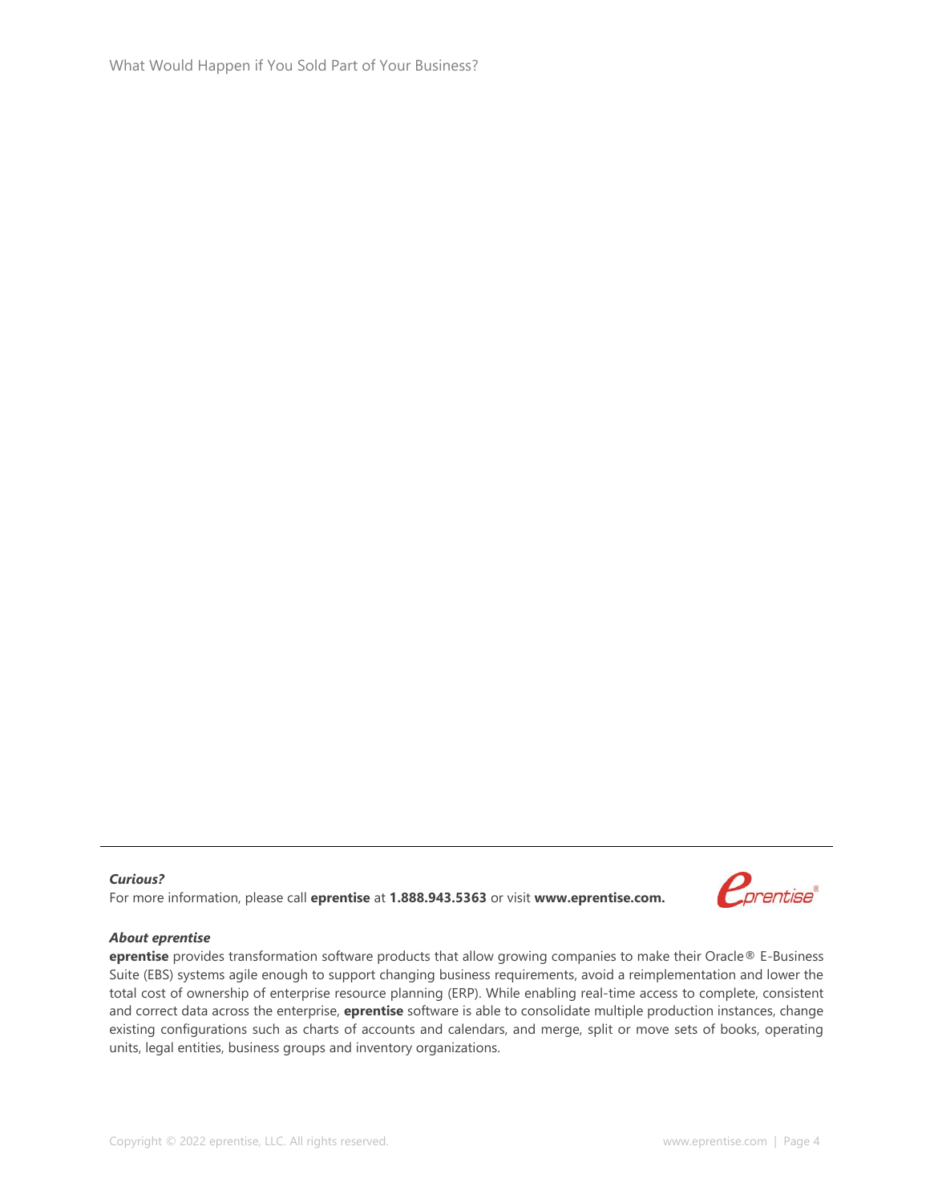***Curious?***
For more information, please call **eprentise** at **1.888.943.5363** or visit **www.eprentise.com.**

***About eprentise***
**eprentise** provides transformation software products that allow growing companies to make their Oracle® E-Business Suite (EBS) systems agile enough to support changing business requirements, avoid a reimplementation and lower the total cost of ownership of enterprise resource planning (ERP). While enabling real-time access to complete, consistent and correct data across the enterprise, **eprentise** software is able to consolidate multiple production instances, change existing configurations such as charts of accounts and calendars, and merge, split or move sets of books, operating units, legal entities, business groups and inventory organizations.

Copyright © 2022 eprentise, LLC. All rights reserved.